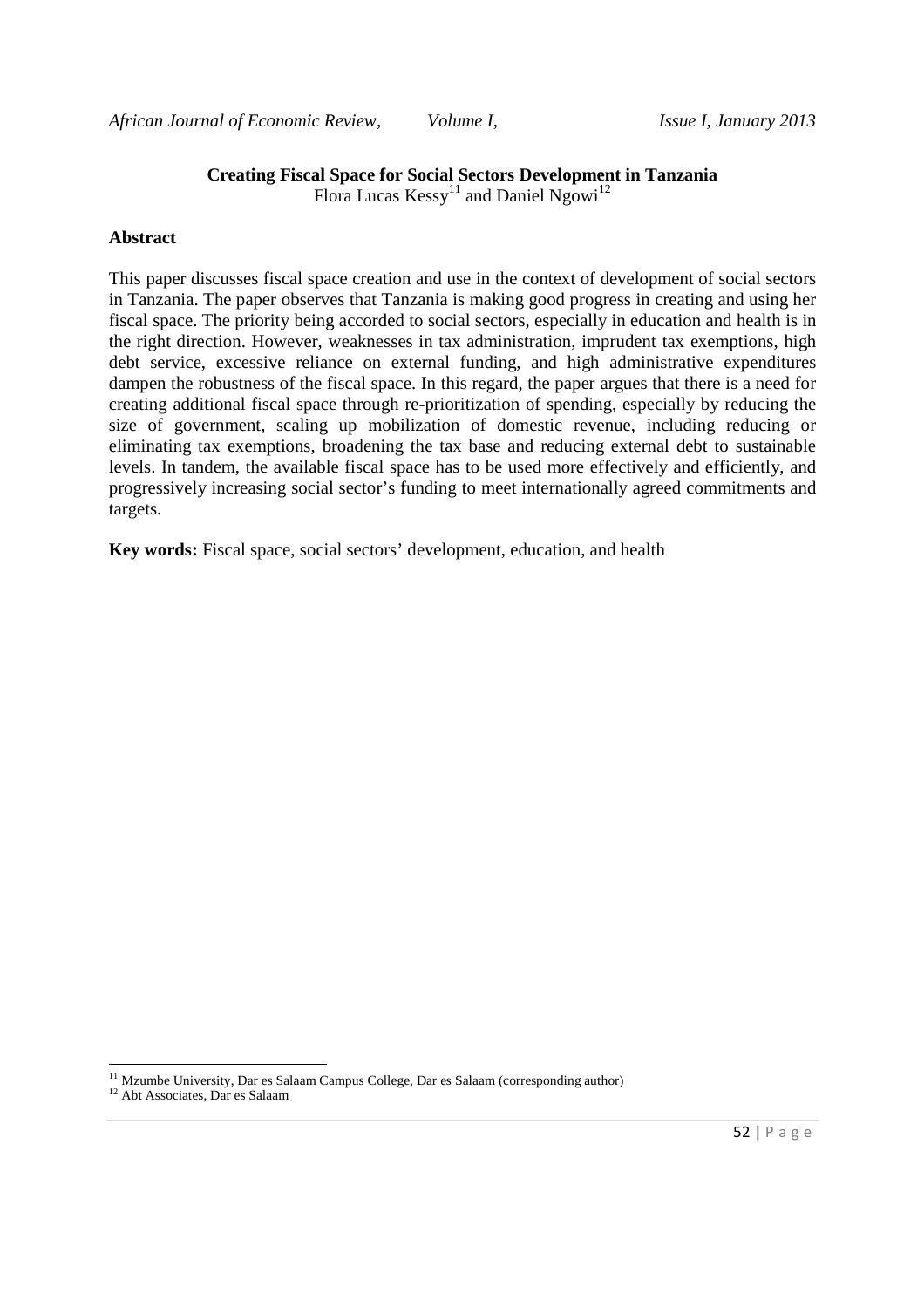# Creating Fiscal Space for Social Sectors Development in Tanzania

Flora Lucas Kessy[11] and Daniel Ngowi[12]

## Abstract

This paper discusses fiscal space creation and use in the context of development of social sectors in Tanzania. The paper observes that Tanzania is making good progress in creating and using her fiscal space. The priority being accorded to social sectors, especially in education and health is in the right direction. However, weaknesses in tax administration, imprudent tax exemptions, high debt service, excessive reliance on external funding, and high administrative expenditures dampen the robustness of the fiscal space. In this regard, the paper argues that there is a need for creating additional fiscal space through re-prioritization of spending, especially by reducing the size of government, scaling up mobilization of domestic revenue, including reducing or eliminating tax exemptions, broadening the tax base and reducing external debt to sustainable levels. In tandem, the available fiscal space has to be used more effectively and efficiently, and progressively increasing social sector's funding to meet internationally agreed commitments and targets.

**Key words:** Fiscal space, social sectors' development, education, and health

---

[11] Mzumbe University, Dar es Salaam Campus College, Dar es Salaam (corresponding author)

[12] Abt Associates, Dar es Salaam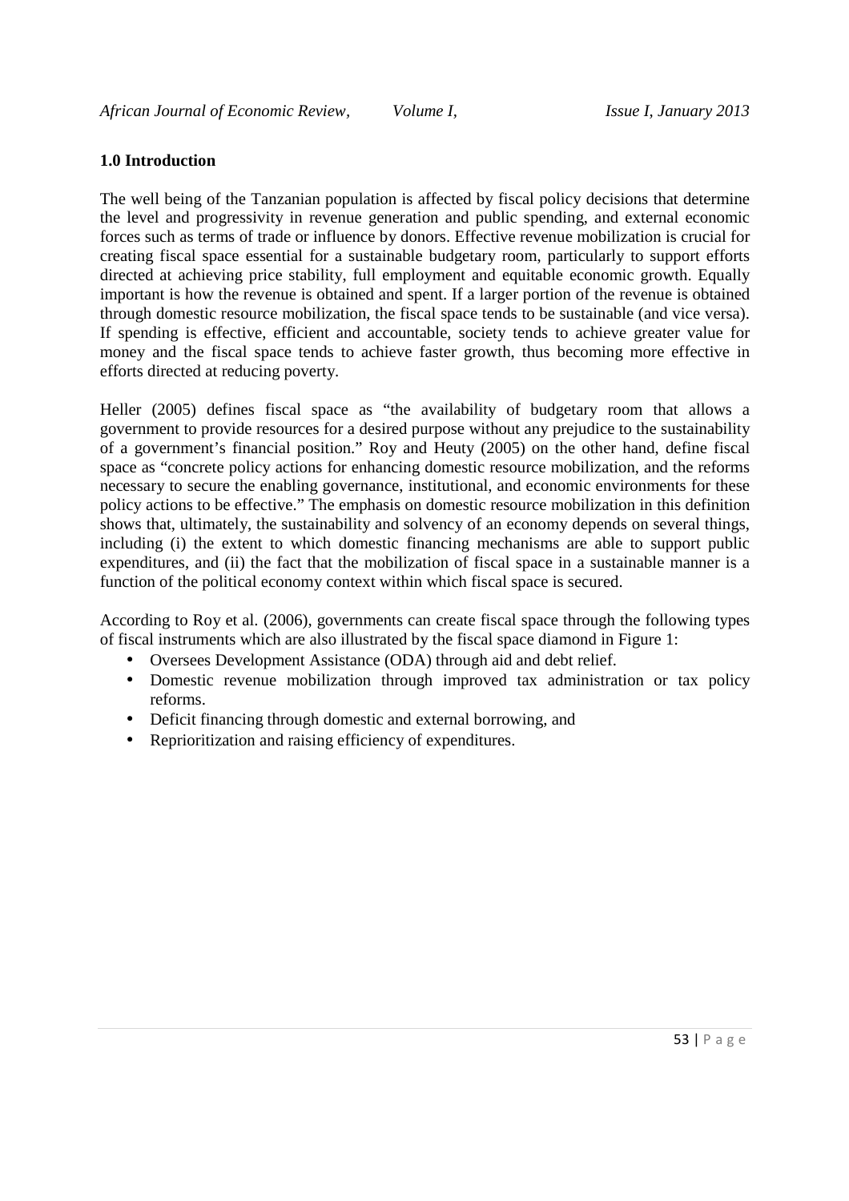## 1.0 Introduction

The well being of the Tanzanian population is affected by fiscal policy decisions that determine the level and progressivity in revenue generation and public spending, and external economic forces such as terms of trade or influence by donors. Effective revenue mobilization is crucial for creating fiscal space essential for a sustainable budgetary room, particularly to support efforts directed at achieving price stability, full employment and equitable economic growth. Equally important is how the revenue is obtained and spent. If a larger portion of the revenue is obtained through domestic resource mobilization, the fiscal space tends to be sustainable (and vice versa). If spending is effective, efficient and accountable, society tends to achieve greater value for money and the fiscal space tends to achieve faster growth, thus becoming more effective in efforts directed at reducing poverty.

Heller (2005) defines fiscal space as "the availability of budgetary room that allows a government to provide resources for a desired purpose without any prejudice to the sustainability of a government's financial position." Roy and Heuty (2005) on the other hand, define fiscal space as "concrete policy actions for enhancing domestic resource mobilization, and the reforms necessary to secure the enabling governance, institutional, and economic environments for these policy actions to be effective." The emphasis on domestic resource mobilization in this definition shows that, ultimately, the sustainability and solvency of an economy depends on several things, including (i) the extent to which domestic financing mechanisms are able to support public expenditures, and (ii) the fact that the mobilization of fiscal space in a sustainable manner is a function of the political economy context within which fiscal space is secured.

According to Roy et al. (2006), governments can create fiscal space through the following types of fiscal instruments which are also illustrated by the fiscal space diamond in Figure 1:

- Oversees Development Assistance (ODA) through aid and debt relief.
- Domestic revenue mobilization through improved tax administration or tax policy reforms.
- Deficit financing through domestic and external borrowing, and
- Reprioritization and raising efficiency of expenditures.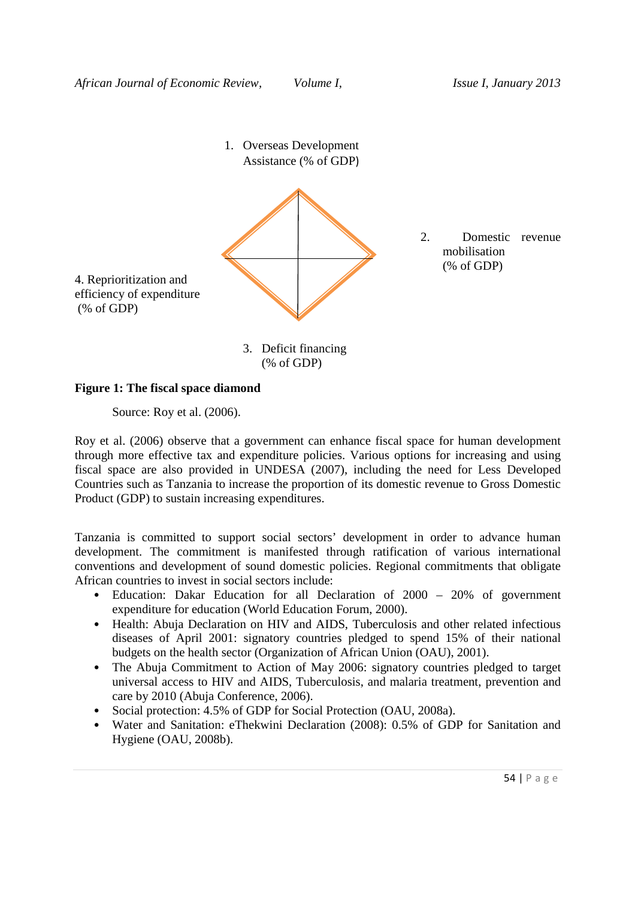1. Overseas Development Assistance (% of GDP)

2. Domestic revenue mobilisation (% of GDP)

3. Deficit financing (% of GDP)

4. Reprioritization and efficiency of expenditure (% of GDP)

**Figure 1: The fiscal space diamond**

Source: Roy et al. (2006).

Roy et al. (2006) observe that a government can enhance fiscal space for human development through more effective tax and expenditure policies. Various options for increasing and using fiscal space are also provided in UNDESA (2007), including the need for Less Developed Countries such as Tanzania to increase the proportion of its domestic revenue to Gross Domestic Product (GDP) to sustain increasing expenditures.

Tanzania is committed to support social sectors' development in order to advance human development. The commitment is manifested through ratification of various international conventions and development of sound domestic policies. Regional commitments that obligate African countries to invest in social sectors include:

- Education: Dakar Education for all Declaration of 2000 – 20% of government expenditure for education (World Education Forum, 2000).
- Health: Abuja Declaration on HIV and AIDS, Tuberculosis and other related infectious diseases of April 2001: signatory countries pledged to spend 15% of their national budgets on the health sector (Organization of African Union (OAU), 2001).
- The Abuja Commitment to Action of May 2006: signatory countries pledged to target universal access to HIV and AIDS, Tuberculosis, and malaria treatment, prevention and care by 2010 (Abuja Conference, 2006).
- Social protection: 4.5% of GDP for Social Protection (OAU, 2008a).
- Water and Sanitation: eThekwini Declaration (2008): 0.5% of GDP for Sanitation and Hygiene (OAU, 2008b).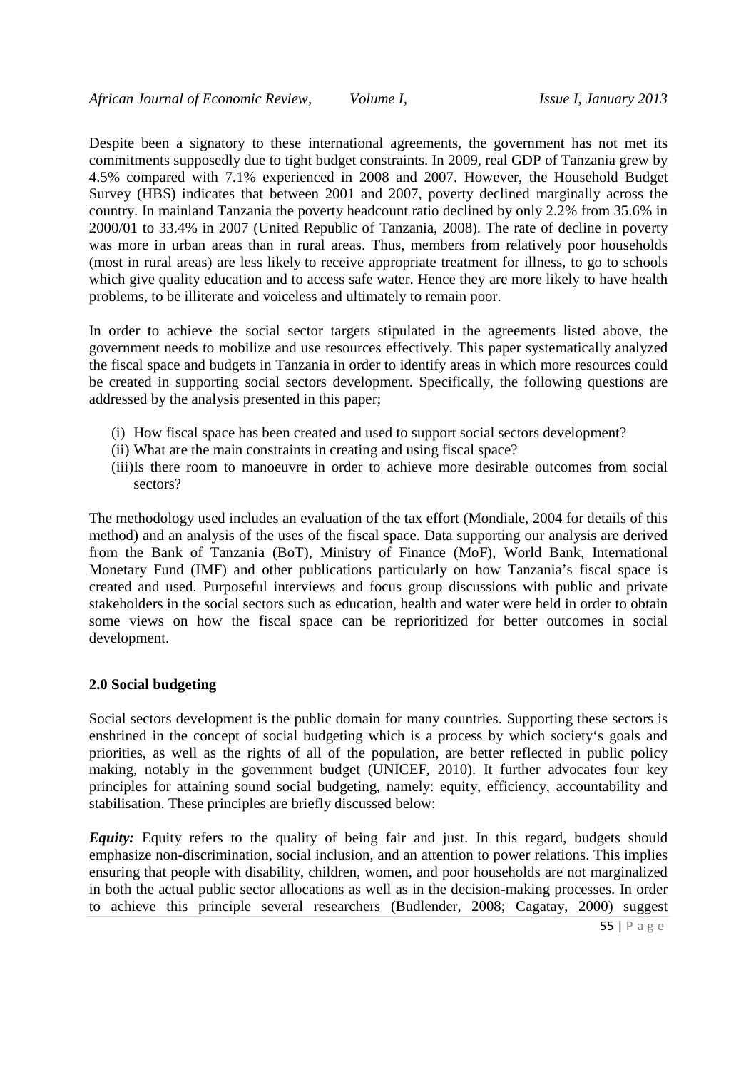Despite been a signatory to these international agreements, the government has not met its commitments supposedly due to tight budget constraints. In 2009, real GDP of Tanzania grew by 4.5% compared with 7.1% experienced in 2008 and 2007. However, the Household Budget Survey (HBS) indicates that between 2001 and 2007, poverty declined marginally across the country. In mainland Tanzania the poverty headcount ratio declined by only 2.2% from 35.6% in 2000/01 to 33.4% in 2007 (United Republic of Tanzania, 2008). The rate of decline in poverty was more in urban areas than in rural areas. Thus, members from relatively poor households (most in rural areas) are less likely to receive appropriate treatment for illness, to go to schools which give quality education and to access safe water. Hence they are more likely to have health problems, to be illiterate and voiceless and ultimately to remain poor.

In order to achieve the social sector targets stipulated in the agreements listed above, the government needs to mobilize and use resources effectively. This paper systematically analyzed the fiscal space and budgets in Tanzania in order to identify areas in which more resources could be created in supporting social sectors development. Specifically, the following questions are addressed by the analysis presented in this paper;

- (i) How fiscal space has been created and used to support social sectors development?
- (ii) What are the main constraints in creating and using fiscal space?
- (iii)Is there room to manoeuvre in order to achieve more desirable outcomes from social sectors?

The methodology used includes an evaluation of the tax effort (Mondiale, 2004 for details of this method) and an analysis of the uses of the fiscal space. Data supporting our analysis are derived from the Bank of Tanzania (BoT), Ministry of Finance (MoF), World Bank, International Monetary Fund (IMF) and other publications particularly on how Tanzania's fiscal space is created and used. Purposeful interviews and focus group discussions with public and private stakeholders in the social sectors such as education, health and water were held in order to obtain some views on how the fiscal space can be reprioritized for better outcomes in social development.

## 2.0 Social budgeting

Social sectors development is the public domain for many countries. Supporting these sectors is enshrined in the concept of social budgeting which is a process by which society's goals and priorities, as well as the rights of all of the population, are better reflected in public policy making, notably in the government budget (UNICEF, 2010). It further advocates four key principles for attaining sound social budgeting, namely: equity, efficiency, accountability and stabilisation. These principles are briefly discussed below:

***Equity:*** Equity refers to the quality of being fair and just. In this regard, budgets should emphasize non-discrimination, social inclusion, and an attention to power relations. This implies ensuring that people with disability, children, women, and poor households are not marginalized in both the actual public sector allocations as well as in the decision-making processes. In order to achieve this principle several researchers (Budlender, 2008; Cagatay, 2000) suggest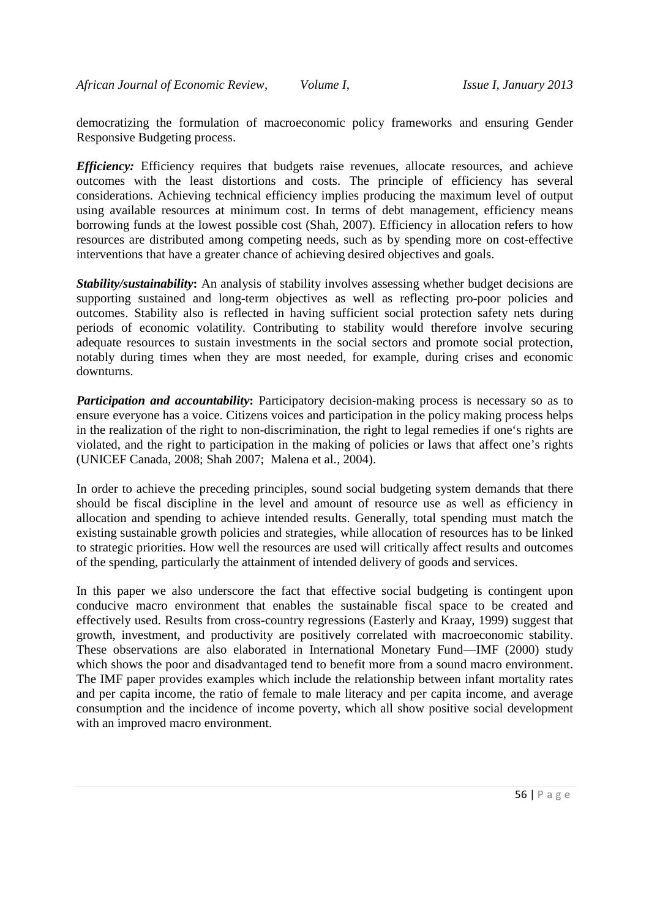democratizing the formulation of macroeconomic policy frameworks and ensuring Gender Responsive Budgeting process.

***Efficiency:*** Efficiency requires that budgets raise revenues, allocate resources, and achieve outcomes with the least distortions and costs. The principle of efficiency has several considerations. Achieving technical efficiency implies producing the maximum level of output using available resources at minimum cost. In terms of debt management, efficiency means borrowing funds at the lowest possible cost (Shah, 2007). Efficiency in allocation refers to how resources are distributed among competing needs, such as by spending more on cost-effective interventions that have a greater chance of achieving desired objectives and goals.

***Stability/sustainability*:** An analysis of stability involves assessing whether budget decisions are supporting sustained and long-term objectives as well as reflecting pro-poor policies and outcomes. Stability also is reflected in having sufficient social protection safety nets during periods of economic volatility. Contributing to stability would therefore involve securing adequate resources to sustain investments in the social sectors and promote social protection, notably during times when they are most needed, for example, during crises and economic downturns.

***Participation and accountability*:** Participatory decision-making process is necessary so as to ensure everyone has a voice. Citizens voices and participation in the policy making process helps in the realization of the right to non-discrimination, the right to legal remedies if one's rights are violated, and the right to participation in the making of policies or laws that affect one's rights (UNICEF Canada, 2008; Shah 2007; Malena et al., 2004).

In order to achieve the preceding principles, sound social budgeting system demands that there should be fiscal discipline in the level and amount of resource use as well as efficiency in allocation and spending to achieve intended results. Generally, total spending must match the existing sustainable growth policies and strategies, while allocation of resources has to be linked to strategic priorities. How well the resources are used will critically affect results and outcomes of the spending, particularly the attainment of intended delivery of goods and services.

In this paper we also underscore the fact that effective social budgeting is contingent upon conducive macro environment that enables the sustainable fiscal space to be created and effectively used. Results from cross-country regressions (Easterly and Kraay, 1999) suggest that growth, investment, and productivity are positively correlated with macroeconomic stability. These observations are also elaborated in International Monetary Fund—IMF (2000) study which shows the poor and disadvantaged tend to benefit more from a sound macro environment. The IMF paper provides examples which include the relationship between infant mortality rates and per capita income, the ratio of female to male literacy and per capita income, and average consumption and the incidence of income poverty, which all show positive social development with an improved macro environment.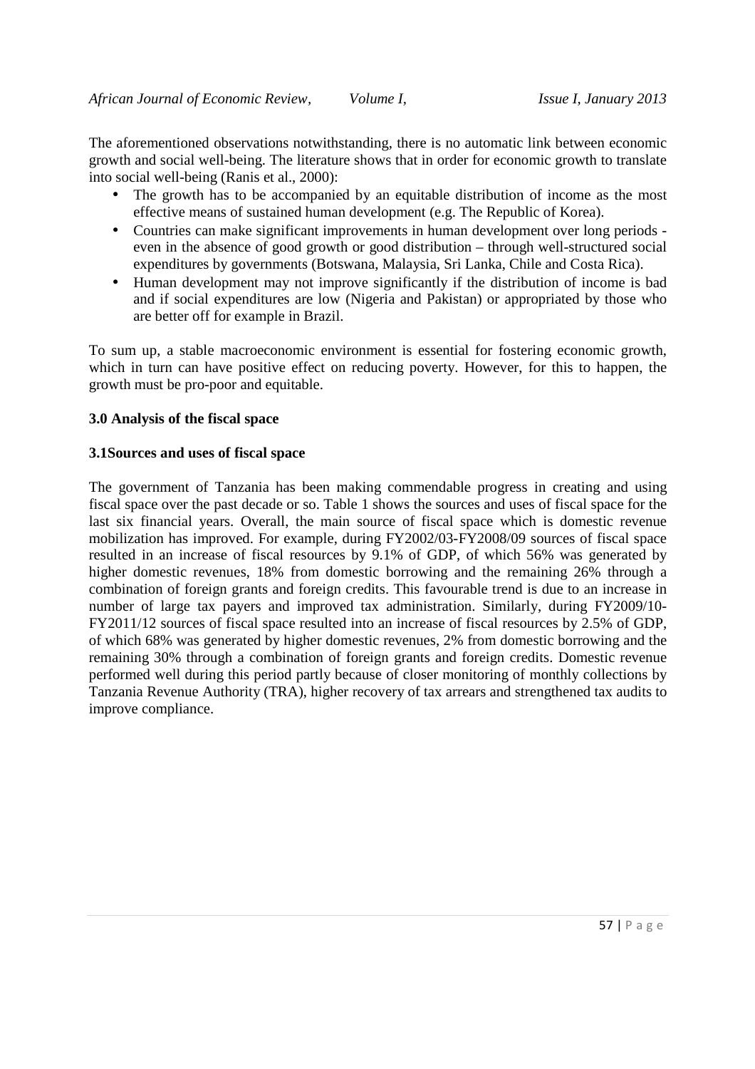The aforementioned observations notwithstanding, there is no automatic link between economic growth and social well-being. The literature shows that in order for economic growth to translate into social well-being (Ranis et al., 2000):

- The growth has to be accompanied by an equitable distribution of income as the most effective means of sustained human development (e.g. The Republic of Korea).
- Countries can make significant improvements in human development over long periods - even in the absence of good growth or good distribution – through well-structured social expenditures by governments (Botswana, Malaysia, Sri Lanka, Chile and Costa Rica).
- Human development may not improve significantly if the distribution of income is bad and if social expenditures are low (Nigeria and Pakistan) or appropriated by those who are better off for example in Brazil.

To sum up, a stable macroeconomic environment is essential for fostering economic growth, which in turn can have positive effect on reducing poverty. However, for this to happen, the growth must be pro-poor and equitable.

## 3.0 Analysis of the fiscal space

### 3.1Sources and uses of fiscal space

The government of Tanzania has been making commendable progress in creating and using fiscal space over the past decade or so. Table 1 shows the sources and uses of fiscal space for the last six financial years. Overall, the main source of fiscal space which is domestic revenue mobilization has improved. For example, during FY2002/03-FY2008/09 sources of fiscal space resulted in an increase of fiscal resources by 9.1% of GDP, of which 56% was generated by higher domestic revenues, 18% from domestic borrowing and the remaining 26% through a combination of foreign grants and foreign credits. This favourable trend is due to an increase in number of large tax payers and improved tax administration. Similarly, during FY2009/10-FY2011/12 sources of fiscal space resulted into an increase of fiscal resources by 2.5% of GDP, of which 68% was generated by higher domestic revenues, 2% from domestic borrowing and the remaining 30% through a combination of foreign grants and foreign credits. Domestic revenue performed well during this period partly because of closer monitoring of monthly collections by Tanzania Revenue Authority (TRA), higher recovery of tax arrears and strengthened tax audits to improve compliance.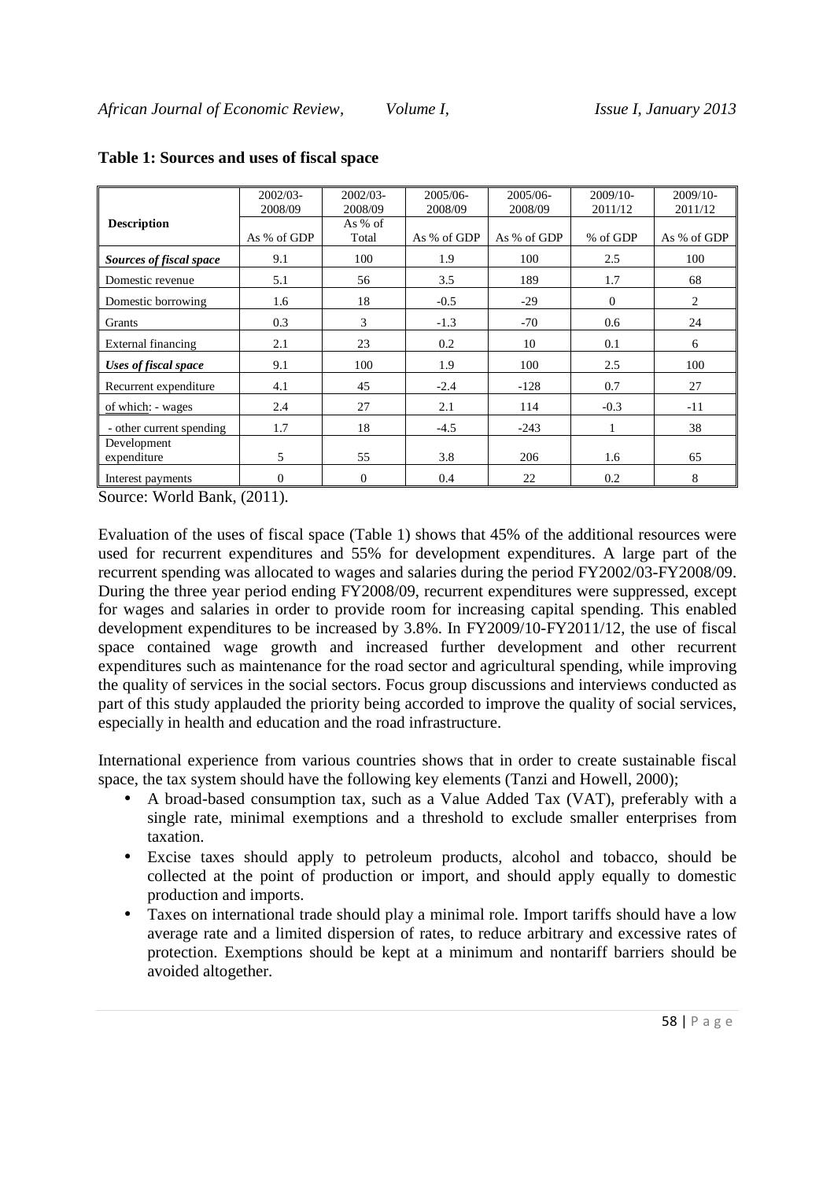**Table 1: Sources and uses of fiscal space**

| Description | 2002/03-2008/09 As % of GDP | 2002/03-2008/09 As % of Total | 2005/06-2008/09 As % of GDP | 2005/06-2008/09 As % of GDP | 2009/10-2011/12 % of GDP | 2009/10-2011/12 As % of GDP |
|---|---|---|---|---|---|---|
| ***Sources of fiscal space*** | 9.1 | 100 | 1.9 | 100 | 2.5 | 100 |
| Domestic revenue | 5.1 | 56 | 3.5 | 189 | 1.7 | 68 |
| Domestic borrowing | 1.6 | 18 | -0.5 | -29 | 0 | 2 |
| Grants | 0.3 | 3 | -1.3 | -70 | 0.6 | 24 |
| External financing | 2.1 | 23 | 0.2 | 10 | 0.1 | 6 |
| ***Uses of fiscal space*** | 9.1 | 100 | 1.9 | 100 | 2.5 | 100 |
| Recurrent expenditure | 4.1 | 45 | -2.4 | -128 | 0.7 | 27 |
| of which: - wages | 2.4 | 27 | 2.1 | 114 | -0.3 | -11 |
| - other current spending | 1.7 | 18 | -4.5 | -243 | 1 | 38 |
| Development expenditure | 5 | 55 | 3.8 | 206 | 1.6 | 65 |
| Interest payments | 0 | 0 | 0.4 | 22 | 0.2 | 8 |

Source: World Bank, (2011).

Evaluation of the uses of fiscal space (Table 1) shows that 45% of the additional resources were used for recurrent expenditures and 55% for development expenditures. A large part of the recurrent spending was allocated to wages and salaries during the period FY2002/03-FY2008/09. During the three year period ending FY2008/09, recurrent expenditures were suppressed, except for wages and salaries in order to provide room for increasing capital spending. This enabled development expenditures to be increased by 3.8%. In FY2009/10-FY2011/12, the use of fiscal space contained wage growth and increased further development and other recurrent expenditures such as maintenance for the road sector and agricultural spending, while improving the quality of services in the social sectors. Focus group discussions and interviews conducted as part of this study applauded the priority being accorded to improve the quality of social services, especially in health and education and the road infrastructure.

International experience from various countries shows that in order to create sustainable fiscal space, the tax system should have the following key elements (Tanzi and Howell, 2000);

- A broad-based consumption tax, such as a Value Added Tax (VAT), preferably with a single rate, minimal exemptions and a threshold to exclude smaller enterprises from taxation.
- Excise taxes should apply to petroleum products, alcohol and tobacco, should be collected at the point of production or import, and should apply equally to domestic production and imports.
- Taxes on international trade should play a minimal role. Import tariffs should have a low average rate and a limited dispersion of rates, to reduce arbitrary and excessive rates of protection. Exemptions should be kept at a minimum and nontariff barriers should be avoided altogether.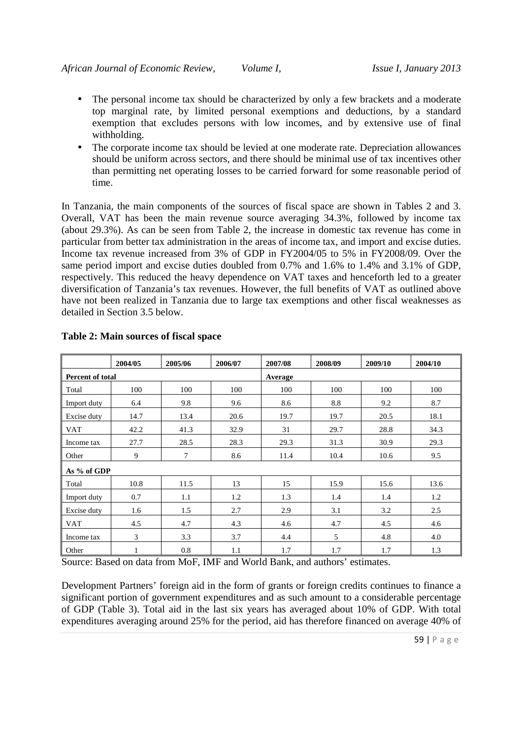- The personal income tax should be characterized by only a few brackets and a moderate top marginal rate, by limited personal exemptions and deductions, by a standard exemption that excludes persons with low incomes, and by extensive use of final withholding.
- The corporate income tax should be levied at one moderate rate. Depreciation allowances should be uniform across sectors, and there should be minimal use of tax incentives other than permitting net operating losses to be carried forward for some reasonable period of time.

In Tanzania, the main components of the sources of fiscal space are shown in Tables 2 and 3. Overall, VAT has been the main revenue source averaging 34.3%, followed by income tax (about 29.3%). As can be seen from Table 2, the increase in domestic tax revenue has come in particular from better tax administration in the areas of income tax, and import and excise duties. Income tax revenue increased from 3% of GDP in FY2004/05 to 5% in FY2008/09. Over the same period import and excise duties doubled from 0.7% and 1.6% to 1.4% and 3.1% of GDP, respectively. This reduced the heavy dependence on VAT taxes and henceforth led to a greater diversification of Tanzania's tax revenues. However, the full benefits of VAT as outlined above have not been realized in Tanzania due to large tax exemptions and other fiscal weaknesses as detailed in Section 3.5 below.

**Table 2: Main sources of fiscal space**

| | 2004/05 | 2005/06 | 2006/07 | 2007/08 | 2008/09 | 2009/10 | 2004/10 |
|---|---|---|---|---|---|---|---|
| **Percent of total** | | | | **Average** | | | |
| Total | 100 | 100 | 100 | 100 | 100 | 100 | 100 |
| Import duty | 6.4 | 9.8 | 9.6 | 8.6 | 8.8 | 9.2 | 8.7 |
| Excise duty | 14.7 | 13.4 | 20.6 | 19.7 | 19.7 | 20.5 | 18.1 |
| VAT | 42.2 | 41.3 | 32.9 | 31 | 29.7 | 28.8 | 34.3 |
| Income tax | 27.7 | 28.5 | 28.3 | 29.3 | 31.3 | 30.9 | 29.3 |
| Other | 9 | 7 | 8.6 | 11.4 | 10.4 | 10.6 | 9.5 |
| **As % of GDP** | | | | | | | |
| Total | 10.8 | 11.5 | 13 | 15 | 15.9 | 15.6 | 13.6 |
| Import duty | 0.7 | 1.1 | 1.2 | 1.3 | 1.4 | 1.4 | 1.2 |
| Excise duty | 1.6 | 1.5 | 2.7 | 2.9 | 3.1 | 3.2 | 2.5 |
| VAT | 4.5 | 4.7 | 4.3 | 4.6 | 4.7 | 4.5 | 4.6 |
| Income tax | 3 | 3.3 | 3.7 | 4.4 | 5 | 4.8 | 4.0 |
| Other | 1 | 0.8 | 1.1 | 1.7 | 1.7 | 1.7 | 1.3 |

Source: Based on data from MoF, IMF and World Bank, and authors' estimates.

Development Partners' foreign aid in the form of grants or foreign credits continues to finance a significant portion of government expenditures and as such amount to a considerable percentage of GDP (Table 3). Total aid in the last six years has averaged about 10% of GDP. With total expenditures averaging around 25% for the period, aid has therefore financed on average 40% of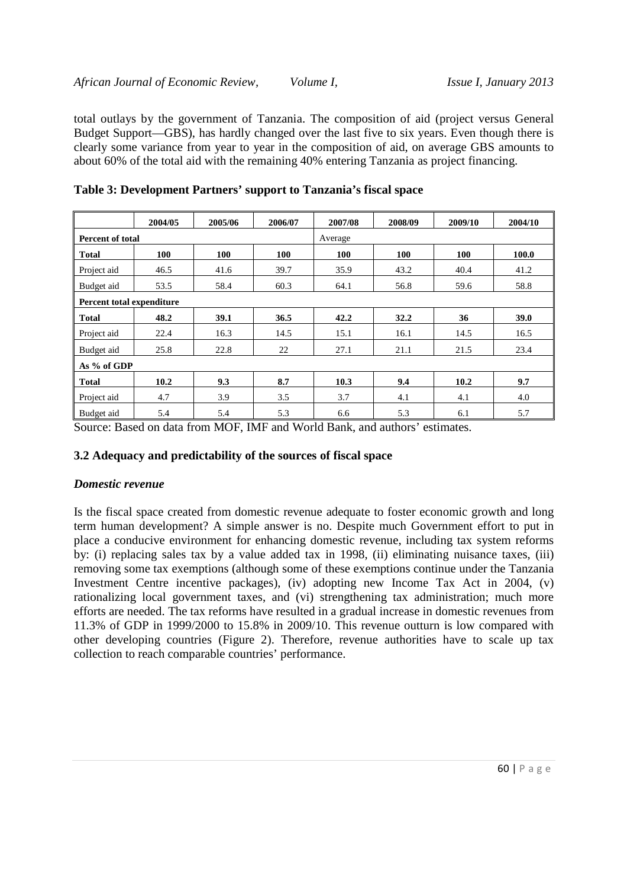total outlays by the government of Tanzania. The composition of aid (project versus General Budget Support—GBS), has hardly changed over the last five to six years. Even though there is clearly some variance from year to year in the composition of aid, on average GBS amounts to about 60% of the total aid with the remaining 40% entering Tanzania as project financing.

**Table 3: Development Partners' support to Tanzania's fiscal space**

| | 2004/05 | 2005/06 | 2006/07 | 2007/08 | 2008/09 | 2009/10 | 2004/10 |
|---|---|---|---|---|---|---|---|
| **Percent of total** | | | | Average | | | |
| **Total** | **100** | **100** | **100** | **100** | **100** | **100** | **100.0** |
| Project aid | 46.5 | 41.6 | 39.7 | 35.9 | 43.2 | 40.4 | 41.2 |
| Budget aid | 53.5 | 58.4 | 60.3 | 64.1 | 56.8 | 59.6 | 58.8 |
| **Percent total expenditure** | | | | | | | |
| **Total** | **48.2** | **39.1** | **36.5** | **42.2** | **32.2** | **36** | **39.0** |
| Project aid | 22.4 | 16.3 | 14.5 | 15.1 | 16.1 | 14.5 | 16.5 |
| Budget aid | 25.8 | 22.8 | 22 | 27.1 | 21.1 | 21.5 | 23.4 |
| **As % of GDP** | | | | | | | |
| **Total** | **10.2** | **9.3** | **8.7** | **10.3** | **9.4** | **10.2** | **9.7** |
| Project aid | 4.7 | 3.9 | 3.5 | 3.7 | 4.1 | 4.1 | 4.0 |
| Budget aid | 5.4 | 5.4 | 5.3 | 6.6 | 5.3 | 6.1 | 5.7 |

Source: Based on data from MOF, IMF and World Bank, and authors' estimates.

### 3.2 Adequacy and predictability of the sources of fiscal space

#### *Domestic revenue*

Is the fiscal space created from domestic revenue adequate to foster economic growth and long term human development? A simple answer is no. Despite much Government effort to put in place a conducive environment for enhancing domestic revenue, including tax system reforms by: (i) replacing sales tax by a value added tax in 1998, (ii) eliminating nuisance taxes, (iii) removing some tax exemptions (although some of these exemptions continue under the Tanzania Investment Centre incentive packages), (iv) adopting new Income Tax Act in 2004, (v) rationalizing local government taxes, and (vi) strengthening tax administration; much more efforts are needed. The tax reforms have resulted in a gradual increase in domestic revenues from 11.3% of GDP in 1999/2000 to 15.8% in 2009/10. This revenue outturn is low compared with other developing countries (Figure 2). Therefore, revenue authorities have to scale up tax collection to reach comparable countries' performance.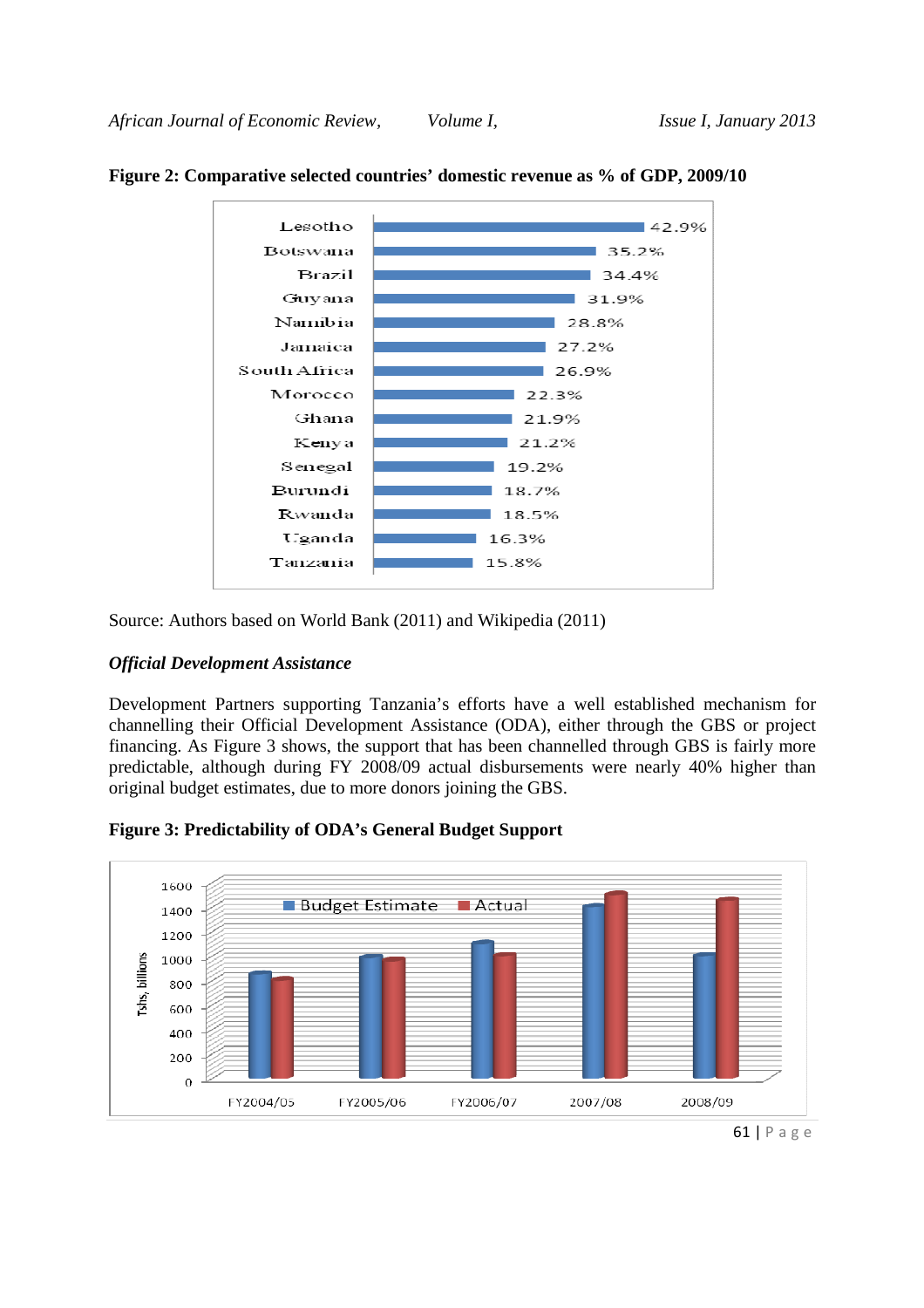**Figure 2: Comparative selected countries' domestic revenue as % of GDP, 2009/10**

| Country | Domestic revenue as % of GDP |
|---|---|
| Lesotho | 42.9% |
| Botswana | 35.2% |
| Brazil | 34.4% |
| Guyana | 31.9% |
| Namibia | 28.8% |
| Jamaica | 27.2% |
| South Africa | 26.9% |
| Morocco | 22.3% |
| Ghana | 21.9% |
| Kenya | 21.2% |
| Senegal | 19.2% |
| Burundi | 18.7% |
| Rwanda | 18.5% |
| Uganda | 16.3% |
| Tanzania | 15.8% |

Source: Authors based on World Bank (2011) and Wikipedia (2011)

***Official Development Assistance***

Development Partners supporting Tanzania's efforts have a well established mechanism for channelling their Official Development Assistance (ODA), either through the GBS or project financing. As Figure 3 shows, the support that has been channelled through GBS is fairly more predictable, although during FY 2008/09 actual disbursements were nearly 40% higher than original budget estimates, due to more donors joining the GBS.

**Figure 3: Predictability of ODA's General Budget Support**

[Chart: Budget Estimate vs Actual, Tshs, billions (axis 0–1600), for FY2004/05, FY2005/06, FY2006/07, 2007/08, 2008/09]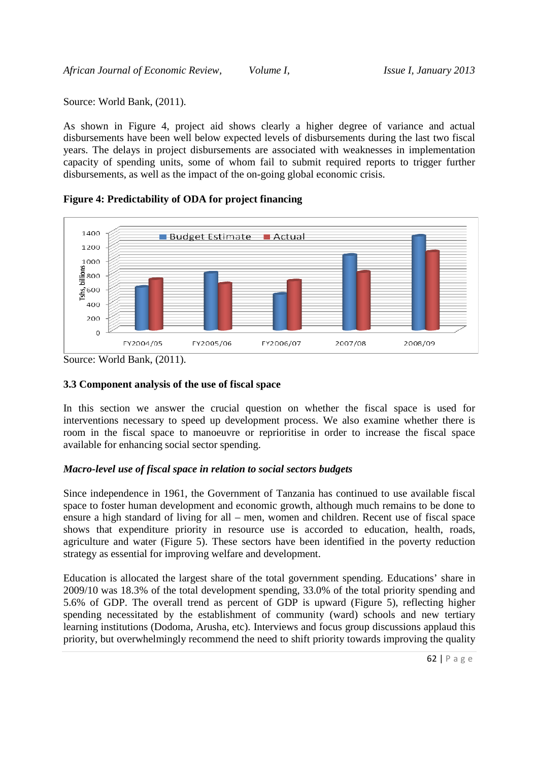Source: World Bank, (2011).

As shown in Figure 4, project aid shows clearly a higher degree of variance and actual disbursements have been well below expected levels of disbursements during the last two fiscal years. The delays in project disbursements are associated with weaknesses in implementation capacity of spending units, some of whom fail to submit required reports to trigger further disbursements, as well as the impact of the on-going global economic crisis.

**Figure 4: Predictability of ODA for project financing**

Source: World Bank, (2011).

### 3.3 Component analysis of the use of fiscal space

In this section we answer the crucial question on whether the fiscal space is used for interventions necessary to speed up development process. We also examine whether there is room in the fiscal space to manoeuvre or reprioritise in order to increase the fiscal space available for enhancing social sector spending.

#### *Macro-level use of fiscal space in relation to social sectors budgets*

Since independence in 1961, the Government of Tanzania has continued to use available fiscal space to foster human development and economic growth, although much remains to be done to ensure a high standard of living for all – men, women and children. Recent use of fiscal space shows that expenditure priority in resource use is accorded to education, health, roads, agriculture and water (Figure 5). These sectors have been identified in the poverty reduction strategy as essential for improving welfare and development.

Education is allocated the largest share of the total government spending. Educations' share in 2009/10 was 18.3% of the total development spending, 33.0% of the total priority spending and 5.6% of GDP. The overall trend as percent of GDP is upward (Figure 5), reflecting higher spending necessitated by the establishment of community (ward) schools and new tertiary learning institutions (Dodoma, Arusha, etc). Interviews and focus group discussions applaud this priority, but overwhelmingly recommend the need to shift priority towards improving the quality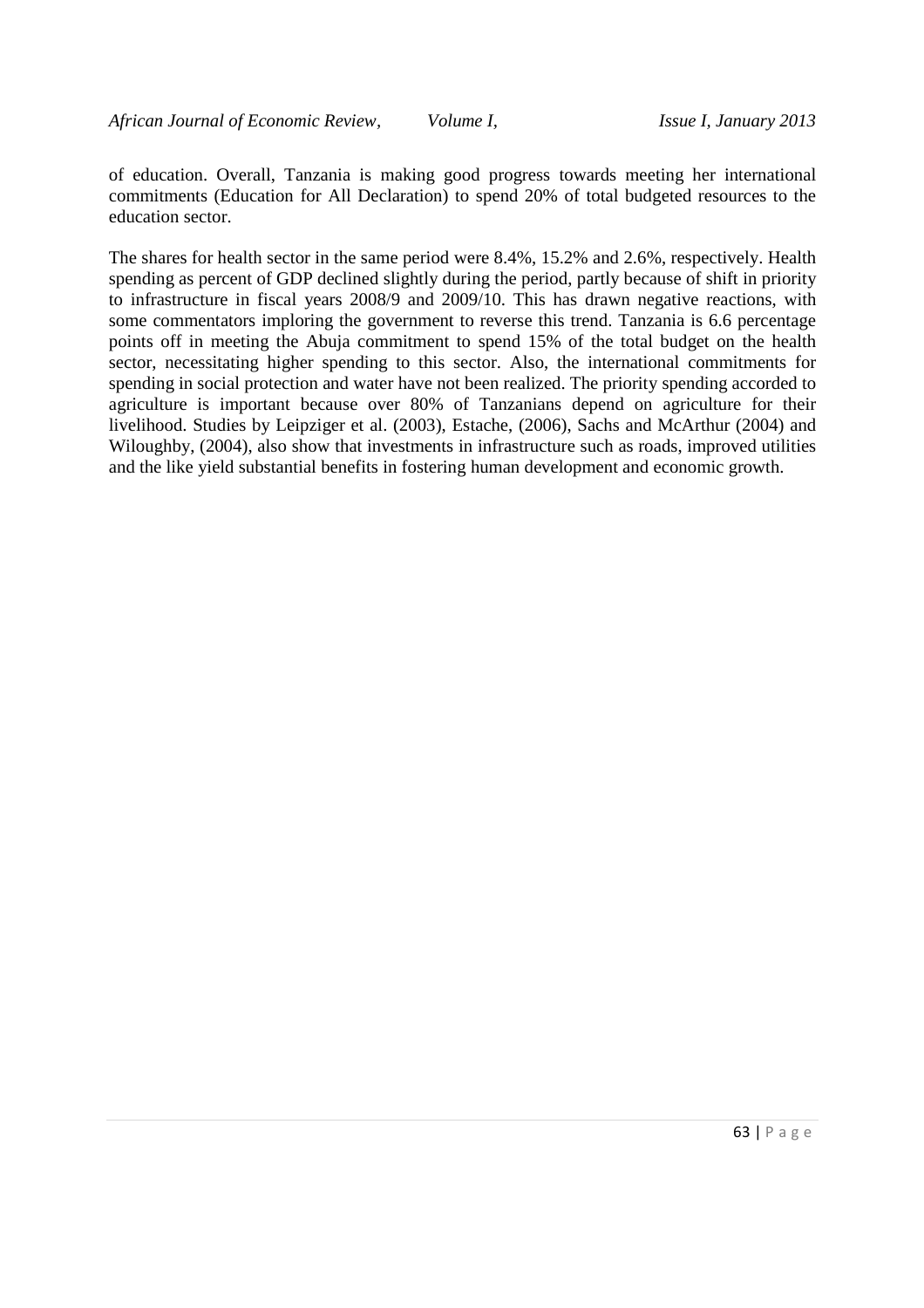of education. Overall, Tanzania is making good progress towards meeting her international commitments (Education for All Declaration) to spend 20% of total budgeted resources to the education sector.

The shares for health sector in the same period were 8.4%, 15.2% and 2.6%, respectively. Health spending as percent of GDP declined slightly during the period, partly because of shift in priority to infrastructure in fiscal years 2008/9 and 2009/10. This has drawn negative reactions, with some commentators imploring the government to reverse this trend. Tanzania is 6.6 percentage points off in meeting the Abuja commitment to spend 15% of the total budget on the health sector, necessitating higher spending to this sector. Also, the international commitments for spending in social protection and water have not been realized. The priority spending accorded to agriculture is important because over 80% of Tanzanians depend on agriculture for their livelihood. Studies by Leipziger et al. (2003), Estache, (2006), Sachs and McArthur (2004) and Wiloughby, (2004), also show that investments in infrastructure such as roads, improved utilities and the like yield substantial benefits in fostering human development and economic growth.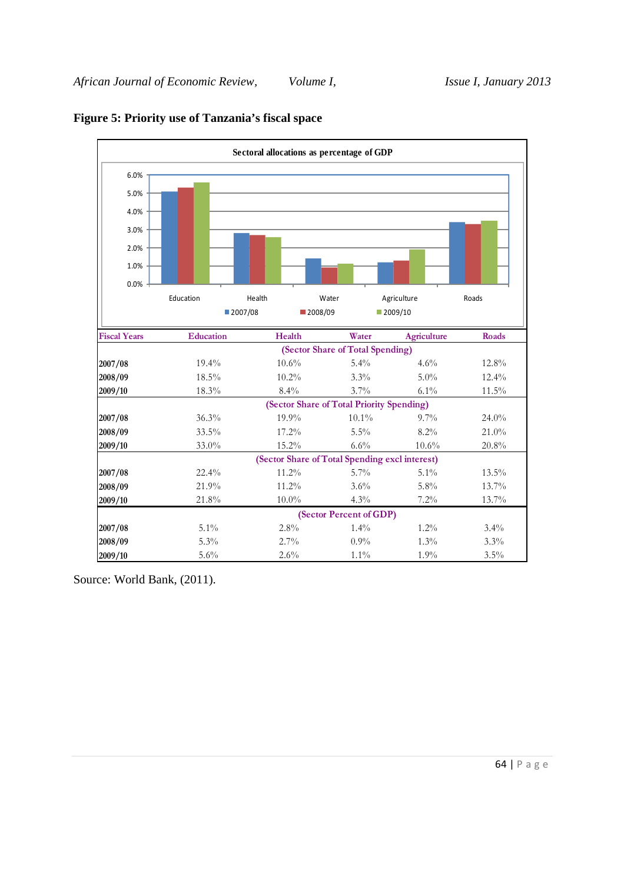**Figure 5: Priority use of Tanzania's fiscal space**

Sectoral allocations as percentage of GDP

| Fiscal Years | Education | Health | Water | Agriculture | Roads |
|---|---|---|---|---|---|
| | | (Sector Share of Total Spending) | | | |
| 2007/08 | 19.4% | 10.6% | 5.4% | 4.6% | 12.8% |
| 2008/09 | 18.5% | 10.2% | 3.3% | 5.0% | 12.4% |
| 2009/10 | 18.3% | 8.4% | 3.7% | 6.1% | 11.5% |
| | | (Sector Share of Total Priority Spending) | | | |
| 2007/08 | 36.3% | 19.9% | 10.1% | 9.7% | 24.0% |
| 2008/09 | 33.5% | 17.2% | 5.5% | 8.2% | 21.0% |
| 2009/10 | 33.0% | 15.2% | 6.6% | 10.6% | 20.8% |
| | | (Sector Share of Total Spending excl interest) | | | |
| 2007/08 | 22.4% | 11.2% | 5.7% | 5.1% | 13.5% |
| 2008/09 | 21.9% | 11.2% | 3.6% | 5.8% | 13.7% |
| 2009/10 | 21.8% | 10.0% | 4.3% | 7.2% | 13.7% |
| | | (Sector Percent of GDP) | | | |
| 2007/08 | 5.1% | 2.8% | 1.4% | 1.2% | 3.4% |
| 2008/09 | 5.3% | 2.7% | 0.9% | 1.3% | 3.3% |
| 2009/10 | 5.6% | 2.6% | 1.1% | 1.9% | 3.5% |

Source: World Bank, (2011).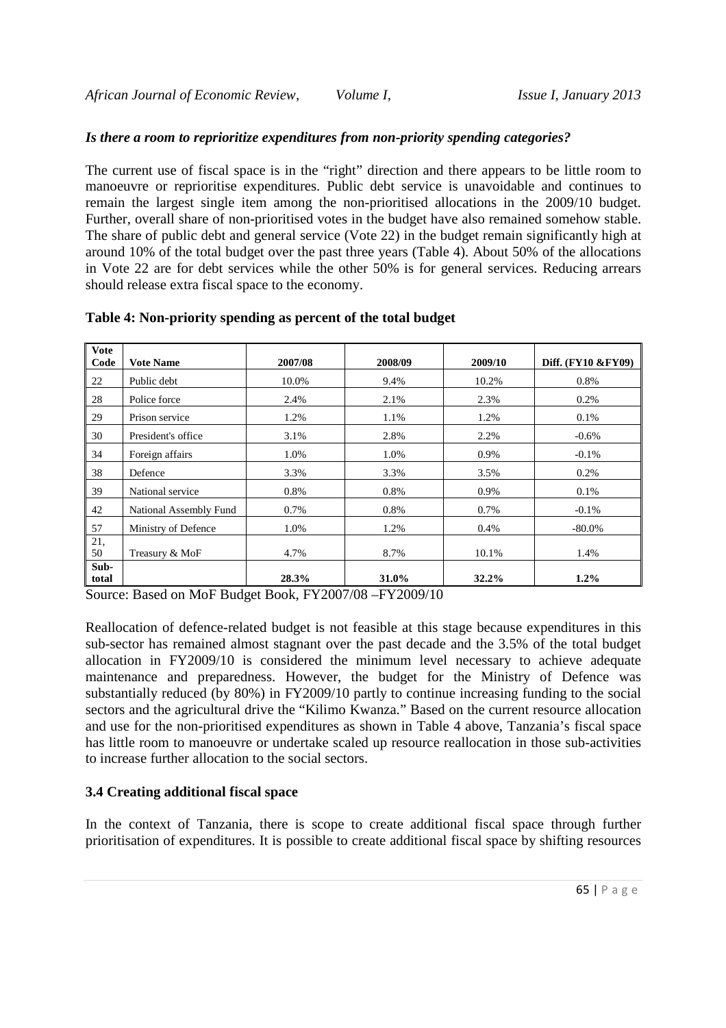### *Is there a room to reprioritize expenditures from non-priority spending categories?*

The current use of fiscal space is in the "right" direction and there appears to be little room to manoeuvre or reprioritise expenditures. Public debt service is unavoidable and continues to remain the largest single item among the non-prioritised allocations in the 2009/10 budget. Further, overall share of non-prioritised votes in the budget have also remained somehow stable. The share of public debt and general service (Vote 22) in the budget remain significantly high at around 10% of the total budget over the past three years (Table 4). About 50% of the allocations in Vote 22 are for debt services while the other 50% is for general services. Reducing arrears should release extra fiscal space to the economy.

**Table 4: Non-priority spending as percent of the total budget**

| Vote Code | Vote Name | 2007/08 | 2008/09 | 2009/10 | Diff. (FY10 &FY09) |
|---|---|---|---|---|---|
| 22 | Public debt | 10.0% | 9.4% | 10.2% | 0.8% |
| 28 | Police force | 2.4% | 2.1% | 2.3% | 0.2% |
| 29 | Prison service | 1.2% | 1.1% | 1.2% | 0.1% |
| 30 | President's office | 3.1% | 2.8% | 2.2% | -0.6% |
| 34 | Foreign affairs | 1.0% | 1.0% | 0.9% | -0.1% |
| 38 | Defence | 3.3% | 3.3% | 3.5% | 0.2% |
| 39 | National service | 0.8% | 0.8% | 0.9% | 0.1% |
| 42 | National Assembly Fund | 0.7% | 0.8% | 0.7% | -0.1% |
| 57 | Ministry of Defence | 1.0% | 1.2% | 0.4% | -80.0% |
| 21, 50 | Treasury & MoF | 4.7% | 8.7% | 10.1% | 1.4% |
| **Sub-total** | | **28.3%** | **31.0%** | **32.2%** | **1.2%** |

Source: Based on MoF Budget Book, FY2007/08 –FY2009/10

Reallocation of defence-related budget is not feasible at this stage because expenditures in this sub-sector has remained almost stagnant over the past decade and the 3.5% of the total budget allocation in FY2009/10 is considered the minimum level necessary to achieve adequate maintenance and preparedness. However, the budget for the Ministry of Defence was substantially reduced (by 80%) in FY2009/10 partly to continue increasing funding to the social sectors and the agricultural drive the "Kilimo Kwanza." Based on the current resource allocation and use for the non-prioritised expenditures as shown in Table 4 above, Tanzania's fiscal space has little room to manoeuvre or undertake scaled up resource reallocation in those sub-activities to increase further allocation to the social sectors.

### 3.4 Creating additional fiscal space

In the context of Tanzania, there is scope to create additional fiscal space through further prioritisation of expenditures. It is possible to create additional fiscal space by shifting resources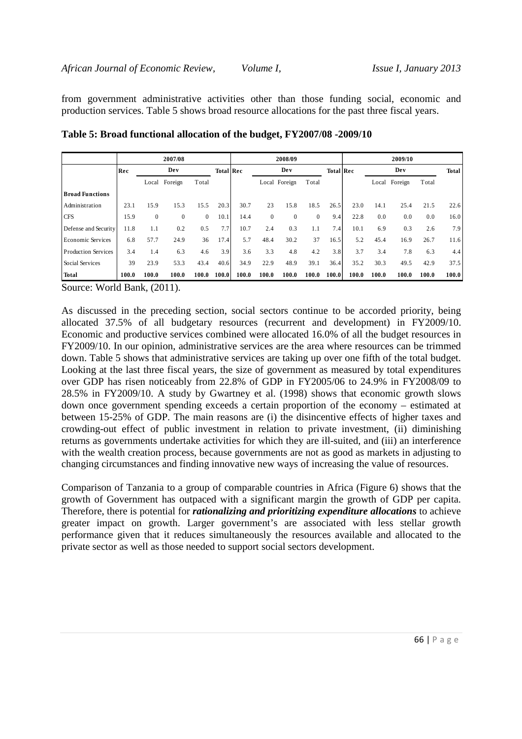from government administrative activities other than those funding social, economic and production services. Table 5 shows broad resource allocations for the past three fiscal years.

**Table 5: Broad functional allocation of the budget, FY2007/08 -2009/10**

| | 2007/08 | | | | | 2008/09 | | | | | 2009/10 | | | | |
|---|---|---|---|---|---|---|---|---|---|---|---|---|---|---|---|
| | Rec | Dev | | | Total | Rec | Dev | | | Total | Rec | Dev | | | Total |
| | | Local | Foreign | Total | | | Local | Foreign | Total | | | Local | Foreign | Total | |
| **Broad Functions** | | | | | | | | | | | | | | | |
| Administration | 23.1 | 15.9 | 15.3 | 15.5 | 20.3 | 30.7 | 23 | 15.8 | 18.5 | 26.5 | 23.0 | 14.1 | 25.4 | 21.5 | 22.6 |
| CFS | 15.9 | 0 | 0 | 0 | 10.1 | 14.4 | 0 | 0 | 0 | 9.4 | 22.8 | 0.0 | 0.0 | 0.0 | 16.0 |
| Defense and Security | 11.8 | 1.1 | 0.2 | 0.5 | 7.7 | 10.7 | 2.4 | 0.3 | 1.1 | 7.4 | 10.1 | 6.9 | 0.3 | 2.6 | 7.9 |
| Economic Services | 6.8 | 57.7 | 24.9 | 36 | 17.4 | 5.7 | 48.4 | 30.2 | 37 | 16.5 | 5.2 | 45.4 | 16.9 | 26.7 | 11.6 |
| Production Services | 3.4 | 1.4 | 6.3 | 4.6 | 3.9 | 3.6 | 3.3 | 4.8 | 4.2 | 3.8 | 3.7 | 3.4 | 7.8 | 6.3 | 4.4 |
| Social Services | 39 | 23.9 | 53.3 | 43.4 | 40.6 | 34.9 | 22.9 | 48.9 | 39.1 | 36.4 | 35.2 | 30.3 | 49.5 | 42.9 | 37.5 |
| **Total** | **100.0** | **100.0** | **100.0** | **100.0** | **100.0** | **100.0** | **100.0** | **100.0** | **100.0** | **100.0** | **100.0** | **100.0** | **100.0** | **100.0** | **100.0** |

Source: World Bank, (2011).

As discussed in the preceding section, social sectors continue to be accorded priority, being allocated 37.5% of all budgetary resources (recurrent and development) in FY2009/10. Economic and productive services combined were allocated 16.0% of all the budget resources in FY2009/10. In our opinion, administrative services are the area where resources can be trimmed down. Table 5 shows that administrative services are taking up over one fifth of the total budget. Looking at the last three fiscal years, the size of government as measured by total expenditures over GDP has risen noticeably from 22.8% of GDP in FY2005/06 to 24.9% in FY2008/09 to 28.5% in FY2009/10. A study by Gwartney et al. (1998) shows that economic growth slows down once government spending exceeds a certain proportion of the economy – estimated at between 15-25% of GDP. The main reasons are (i) the disincentive effects of higher taxes and crowding-out effect of public investment in relation to private investment, (ii) diminishing returns as governments undertake activities for which they are ill-suited, and (iii) an interference with the wealth creation process, because governments are not as good as markets in adjusting to changing circumstances and finding innovative new ways of increasing the value of resources.

Comparison of Tanzania to a group of comparable countries in Africa (Figure 6) shows that the growth of Government has outpaced with a significant margin the growth of GDP per capita. Therefore, there is potential for ***rationalizing and prioritizing expenditure allocations*** to achieve greater impact on growth. Larger government's are associated with less stellar growth performance given that it reduces simultaneously the resources available and allocated to the private sector as well as those needed to support social sectors development.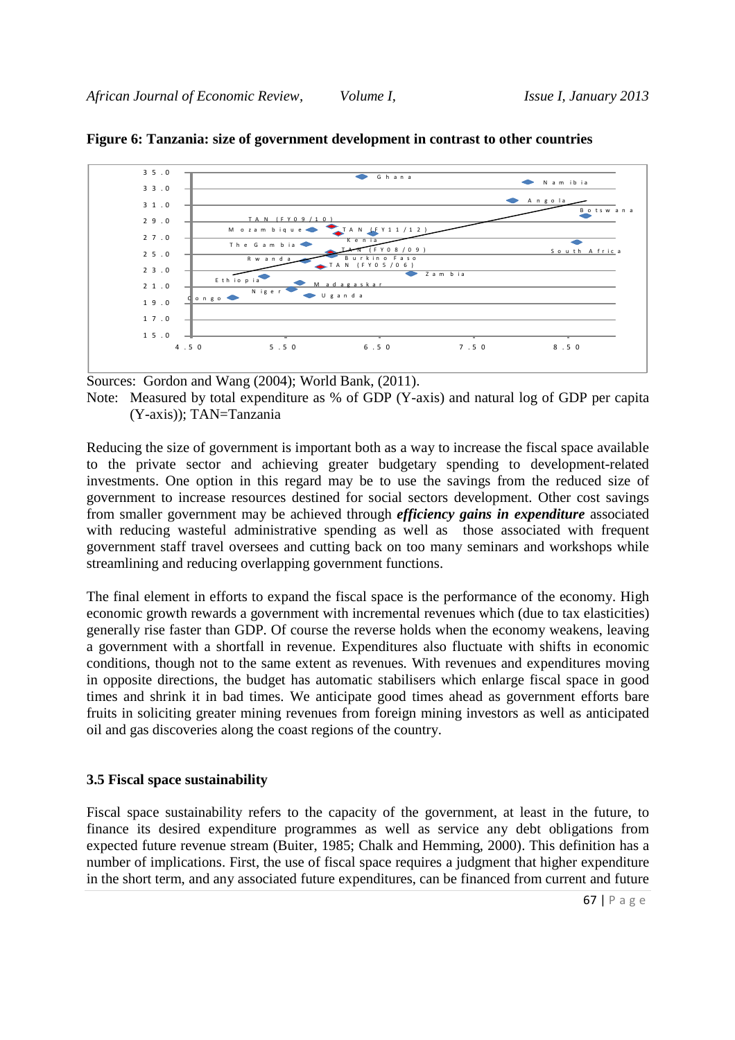**Figure 6: Tanzania: size of government development in contrast to other countries**

Sources: Gordon and Wang (2004); World Bank, (2011).

Note: Measured by total expenditure as % of GDP (Y-axis) and natural log of GDP per capita (Y-axis)); TAN=Tanzania

Reducing the size of government is important both as a way to increase the fiscal space available to the private sector and achieving greater budgetary spending to development-related investments. One option in this regard may be to use the savings from the reduced size of government to increase resources destined for social sectors development. Other cost savings from smaller government may be achieved through ***efficiency gains in expenditure*** associated with reducing wasteful administrative spending as well as those associated with frequent government staff travel oversees and cutting back on too many seminars and workshops while streamlining and reducing overlapping government functions.

The final element in efforts to expand the fiscal space is the performance of the economy. High economic growth rewards a government with incremental revenues which (due to tax elasticities) generally rise faster than GDP. Of course the reverse holds when the economy weakens, leaving a government with a shortfall in revenue. Expenditures also fluctuate with shifts in economic conditions, though not to the same extent as revenues. With revenues and expenditures moving in opposite directions, the budget has automatic stabilisers which enlarge fiscal space in good times and shrink it in bad times. We anticipate good times ahead as government efforts bare fruits in soliciting greater mining revenues from foreign mining investors as well as anticipated oil and gas discoveries along the coast regions of the country.

### 3.5 Fiscal space sustainability

Fiscal space sustainability refers to the capacity of the government, at least in the future, to finance its desired expenditure programmes as well as service any debt obligations from expected future revenue stream (Buiter, 1985; Chalk and Hemming, 2000). This definition has a number of implications. First, the use of fiscal space requires a judgment that higher expenditure in the short term, and any associated future expenditures, can be financed from current and future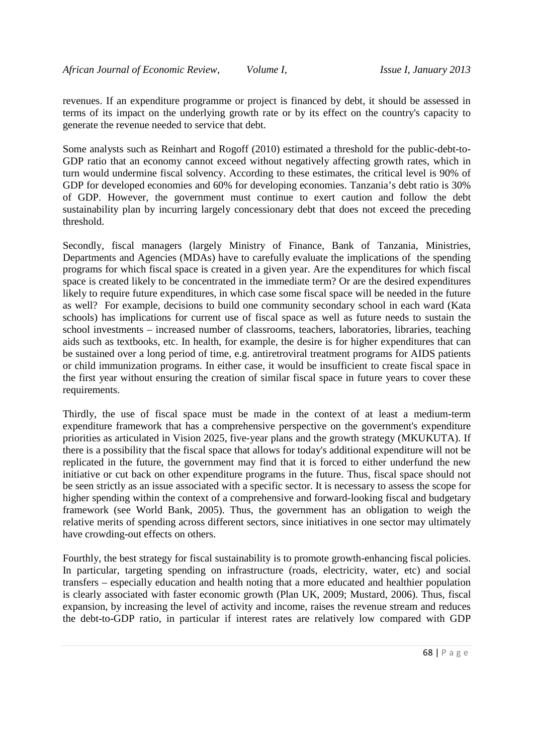revenues. If an expenditure programme or project is financed by debt, it should be assessed in terms of its impact on the underlying growth rate or by its effect on the country's capacity to generate the revenue needed to service that debt.

Some analysts such as Reinhart and Rogoff (2010) estimated a threshold for the public-debt-to-GDP ratio that an economy cannot exceed without negatively affecting growth rates, which in turn would undermine fiscal solvency. According to these estimates, the critical level is 90% of GDP for developed economies and 60% for developing economies. Tanzania's debt ratio is 30% of GDP. However, the government must continue to exert caution and follow the debt sustainability plan by incurring largely concessionary debt that does not exceed the preceding threshold.

Secondly, fiscal managers (largely Ministry of Finance, Bank of Tanzania, Ministries, Departments and Agencies (MDAs) have to carefully evaluate the implications of the spending programs for which fiscal space is created in a given year. Are the expenditures for which fiscal space is created likely to be concentrated in the immediate term? Or are the desired expenditures likely to require future expenditures, in which case some fiscal space will be needed in the future as well? For example, decisions to build one community secondary school in each ward (Kata schools) has implications for current use of fiscal space as well as future needs to sustain the school investments – increased number of classrooms, teachers, laboratories, libraries, teaching aids such as textbooks, etc. In health, for example, the desire is for higher expenditures that can be sustained over a long period of time, e.g. antiretroviral treatment programs for AIDS patients or child immunization programs. In either case, it would be insufficient to create fiscal space in the first year without ensuring the creation of similar fiscal space in future years to cover these requirements.

Thirdly, the use of fiscal space must be made in the context of at least a medium-term expenditure framework that has a comprehensive perspective on the government's expenditure priorities as articulated in Vision 2025, five-year plans and the growth strategy (MKUKUTA). If there is a possibility that the fiscal space that allows for today's additional expenditure will not be replicated in the future, the government may find that it is forced to either underfund the new initiative or cut back on other expenditure programs in the future. Thus, fiscal space should not be seen strictly as an issue associated with a specific sector. It is necessary to assess the scope for higher spending within the context of a comprehensive and forward-looking fiscal and budgetary framework (see World Bank, 2005). Thus, the government has an obligation to weigh the relative merits of spending across different sectors, since initiatives in one sector may ultimately have crowding-out effects on others.

Fourthly, the best strategy for fiscal sustainability is to promote growth-enhancing fiscal policies. In particular, targeting spending on infrastructure (roads, electricity, water, etc) and social transfers – especially education and health noting that a more educated and healthier population is clearly associated with faster economic growth (Plan UK, 2009; Mustard, 2006). Thus, fiscal expansion, by increasing the level of activity and income, raises the revenue stream and reduces the debt-to-GDP ratio, in particular if interest rates are relatively low compared with GDP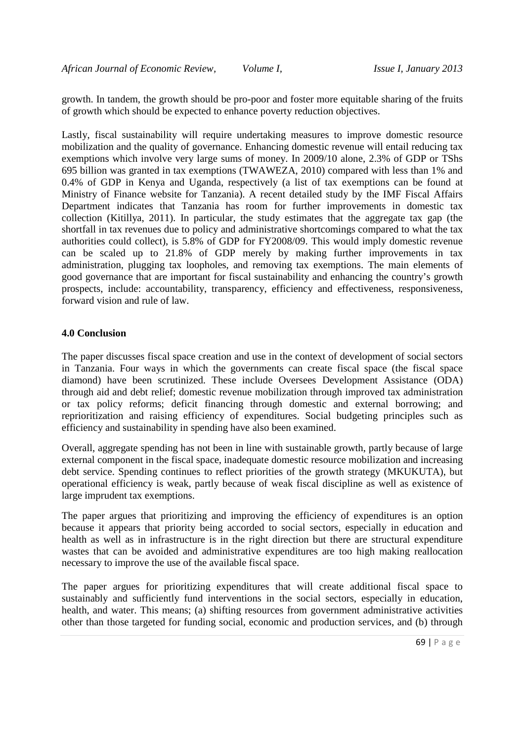growth. In tandem, the growth should be pro-poor and foster more equitable sharing of the fruits of growth which should be expected to enhance poverty reduction objectives.

Lastly, fiscal sustainability will require undertaking measures to improve domestic resource mobilization and the quality of governance. Enhancing domestic revenue will entail reducing tax exemptions which involve very large sums of money. In 2009/10 alone, 2.3% of GDP or TShs 695 billion was granted in tax exemptions (TWAWEZA, 2010) compared with less than 1% and 0.4% of GDP in Kenya and Uganda, respectively (a list of tax exemptions can be found at Ministry of Finance website for Tanzania). A recent detailed study by the IMF Fiscal Affairs Department indicates that Tanzania has room for further improvements in domestic tax collection (Kitillya, 2011). In particular, the study estimates that the aggregate tax gap (the shortfall in tax revenues due to policy and administrative shortcomings compared to what the tax authorities could collect), is 5.8% of GDP for FY2008/09. This would imply domestic revenue can be scaled up to 21.8% of GDP merely by making further improvements in tax administration, plugging tax loopholes, and removing tax exemptions. The main elements of good governance that are important for fiscal sustainability and enhancing the country's growth prospects, include: accountability, transparency, efficiency and effectiveness, responsiveness, forward vision and rule of law.

## 4.0 Conclusion

The paper discusses fiscal space creation and use in the context of development of social sectors in Tanzania. Four ways in which the governments can create fiscal space (the fiscal space diamond) have been scrutinized. These include Oversees Development Assistance (ODA) through aid and debt relief; domestic revenue mobilization through improved tax administration or tax policy reforms; deficit financing through domestic and external borrowing; and reprioritization and raising efficiency of expenditures. Social budgeting principles such as efficiency and sustainability in spending have also been examined.

Overall, aggregate spending has not been in line with sustainable growth, partly because of large external component in the fiscal space, inadequate domestic resource mobilization and increasing debt service. Spending continues to reflect priorities of the growth strategy (MKUKUTA), but operational efficiency is weak, partly because of weak fiscal discipline as well as existence of large imprudent tax exemptions.

The paper argues that prioritizing and improving the efficiency of expenditures is an option because it appears that priority being accorded to social sectors, especially in education and health as well as in infrastructure is in the right direction but there are structural expenditure wastes that can be avoided and administrative expenditures are too high making reallocation necessary to improve the use of the available fiscal space.

The paper argues for prioritizing expenditures that will create additional fiscal space to sustainably and sufficiently fund interventions in the social sectors, especially in education, health, and water. This means; (a) shifting resources from government administrative activities other than those targeted for funding social, economic and production services, and (b) through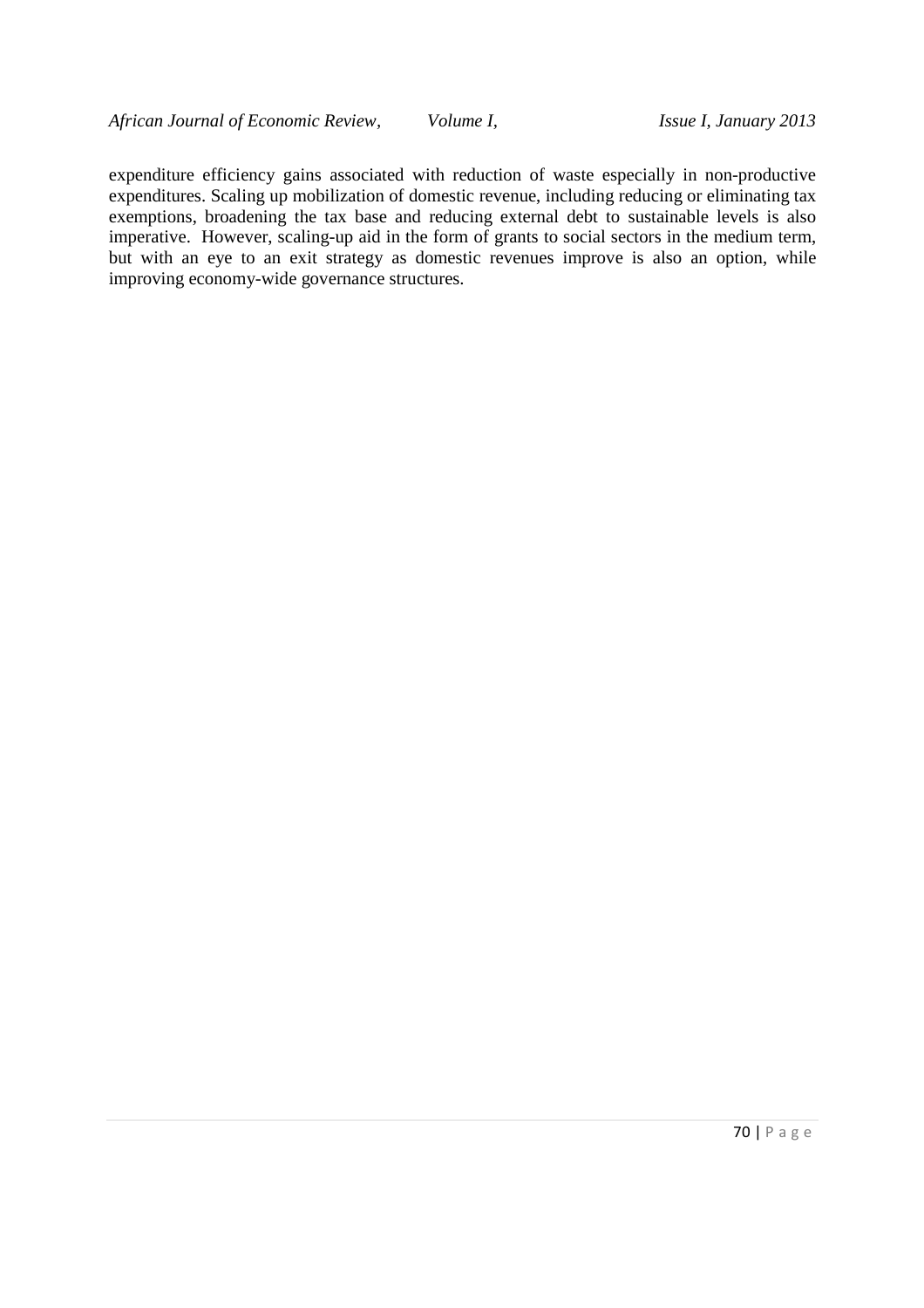expenditure efficiency gains associated with reduction of waste especially in non-productive expenditures. Scaling up mobilization of domestic revenue, including reducing or eliminating tax exemptions, broadening the tax base and reducing external debt to sustainable levels is also imperative. However, scaling-up aid in the form of grants to social sectors in the medium term, but with an eye to an exit strategy as domestic revenues improve is also an option, while improving economy-wide governance structures.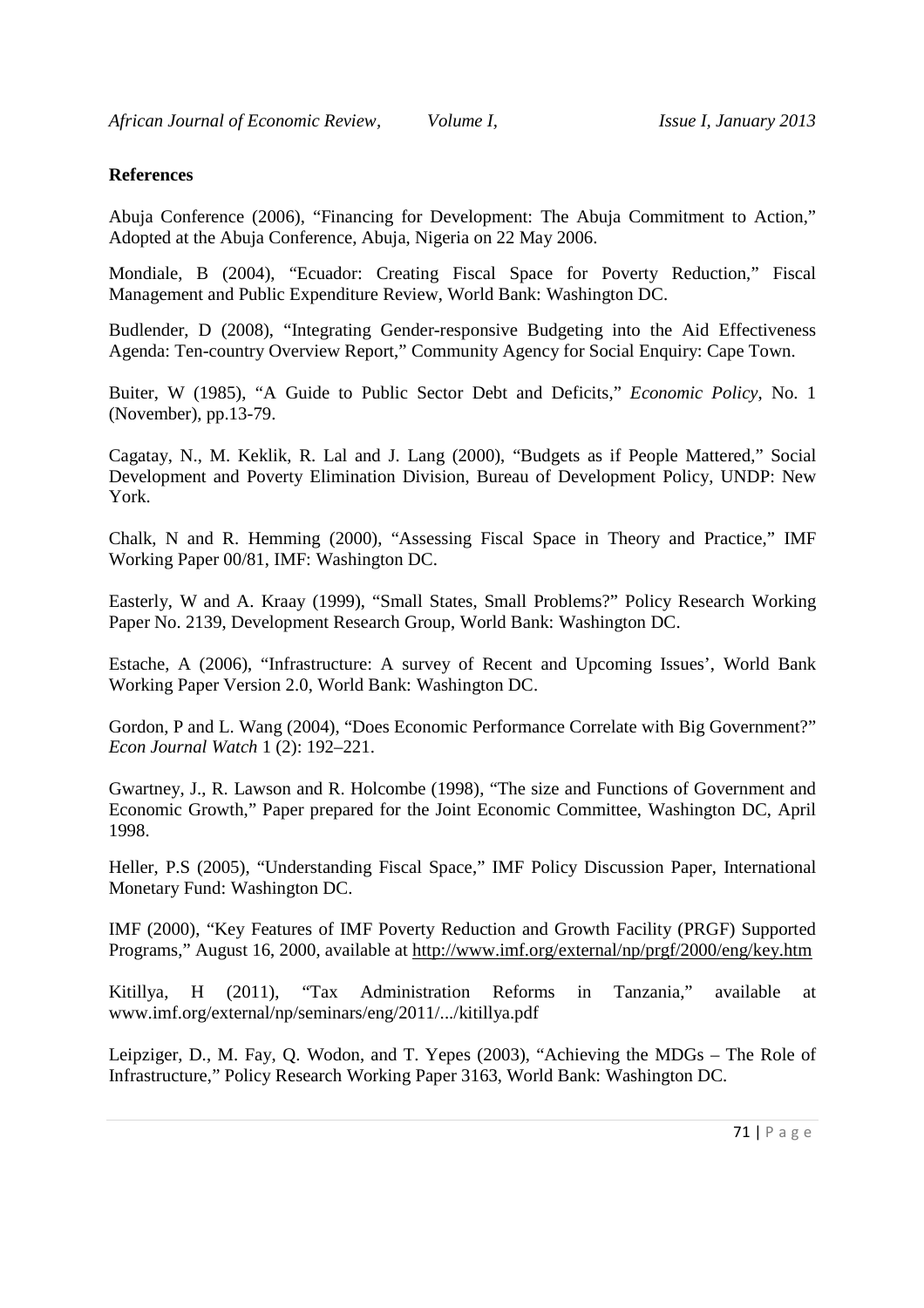**References**

Abuja Conference (2006), "Financing for Development: The Abuja Commitment to Action," Adopted at the Abuja Conference, Abuja, Nigeria on 22 May 2006.

Mondiale, B (2004), "Ecuador: Creating Fiscal Space for Poverty Reduction," Fiscal Management and Public Expenditure Review, World Bank: Washington DC.

Budlender, D (2008), "Integrating Gender-responsive Budgeting into the Aid Effectiveness Agenda: Ten-country Overview Report," Community Agency for Social Enquiry: Cape Town.

Buiter, W (1985), "A Guide to Public Sector Debt and Deficits," *Economic Policy*, No. 1 (November), pp.13-79.

Cagatay, N., M. Keklik, R. Lal and J. Lang (2000), "Budgets as if People Mattered," Social Development and Poverty Elimination Division, Bureau of Development Policy, UNDP: New York.

Chalk, N and R. Hemming (2000), "Assessing Fiscal Space in Theory and Practice," IMF Working Paper 00/81, IMF: Washington DC.

Easterly, W and A. Kraay (1999), "Small States, Small Problems?" Policy Research Working Paper No. 2139, Development Research Group, World Bank: Washington DC.

Estache, A (2006), "Infrastructure: A survey of Recent and Upcoming Issues', World Bank Working Paper Version 2.0, World Bank: Washington DC.

Gordon, P and L. Wang (2004), "Does Economic Performance Correlate with Big Government?" *Econ Journal Watch* 1 (2): 192–221.

Gwartney, J., R. Lawson and R. Holcombe (1998), "The size and Functions of Government and Economic Growth," Paper prepared for the Joint Economic Committee, Washington DC, April 1998.

Heller, P.S (2005), "Understanding Fiscal Space," IMF Policy Discussion Paper, International Monetary Fund: Washington DC.

IMF (2000), "Key Features of IMF Poverty Reduction and Growth Facility (PRGF) Supported Programs," August 16, 2000, available at http://www.imf.org/external/np/prgf/2000/eng/key.htm

Kitillya, H (2011), "Tax Administration Reforms in Tanzania," available at www.imf.org/external/np/seminars/eng/2011/.../kitillya.pdf

Leipziger, D., M. Fay, Q. Wodon, and T. Yepes (2003), "Achieving the MDGs – The Role of Infrastructure," Policy Research Working Paper 3163, World Bank: Washington DC.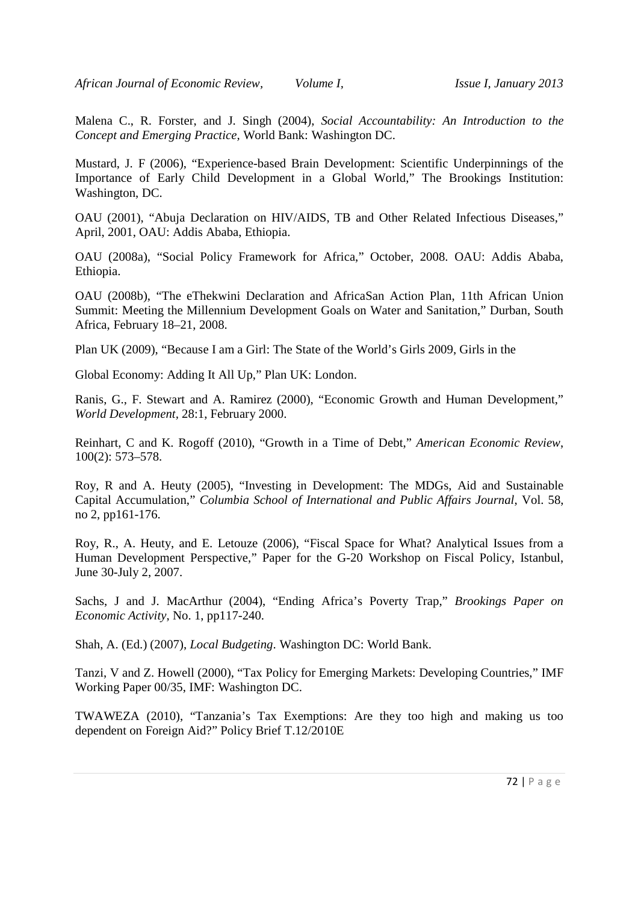Malena C., R. Forster, and J. Singh (2004), *Social Accountability: An Introduction to the Concept and Emerging Practice,* World Bank: Washington DC.

Mustard, J. F (2006), "Experience-based Brain Development: Scientific Underpinnings of the Importance of Early Child Development in a Global World," The Brookings Institution: Washington, DC.

OAU (2001), "Abuja Declaration on HIV/AIDS, TB and Other Related Infectious Diseases," April, 2001, OAU: Addis Ababa, Ethiopia.

OAU (2008a), "Social Policy Framework for Africa," October, 2008. OAU: Addis Ababa, Ethiopia.

OAU (2008b), "The eThekwini Declaration and AfricaSan Action Plan, 11th African Union Summit: Meeting the Millennium Development Goals on Water and Sanitation," Durban, South Africa, February 18–21, 2008.

Plan UK (2009), "Because I am a Girl: The State of the World's Girls 2009, Girls in the

Global Economy: Adding It All Up," Plan UK: London.

Ranis, G., F. Stewart and A. Ramirez (2000), "Economic Growth and Human Development," *World Development,* 28:1, February 2000.

Reinhart, C and K. Rogoff (2010), "Growth in a Time of Debt," *American Economic Review*, 100(2): 573–578.

Roy, R and A. Heuty (2005), "Investing in Development: The MDGs, Aid and Sustainable Capital Accumulation," *Columbia School of International and Public Affairs Journal*, Vol. 58, no 2, pp161-176.

Roy, R., A. Heuty, and E. Letouze (2006), "Fiscal Space for What? Analytical Issues from a Human Development Perspective," Paper for the G-20 Workshop on Fiscal Policy, Istanbul, June 30-July 2, 2007.

Sachs, J and J. MacArthur (2004), "Ending Africa's Poverty Trap," *Brookings Paper on Economic Activity*, No. 1, pp117-240.

Shah, A. (Ed.) (2007), *Local Budgeting*. Washington DC: World Bank.

Tanzi, V and Z. Howell (2000), "Tax Policy for Emerging Markets: Developing Countries," IMF Working Paper 00/35, IMF: Washington DC.

TWAWEZA (2010), "Tanzania's Tax Exemptions: Are they too high and making us too dependent on Foreign Aid?" Policy Brief T.12/2010E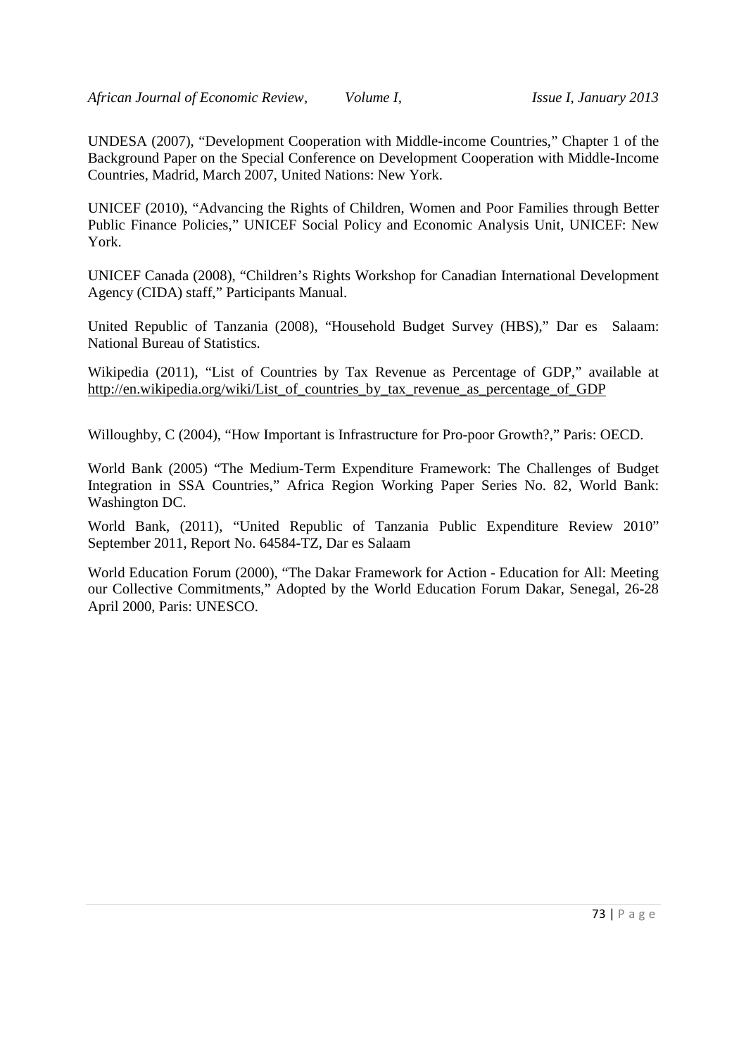UNDESA (2007), "Development Cooperation with Middle-income Countries," Chapter 1 of the Background Paper on the Special Conference on Development Cooperation with Middle-Income Countries, Madrid, March 2007, United Nations: New York.

UNICEF (2010), "Advancing the Rights of Children, Women and Poor Families through Better Public Finance Policies," UNICEF Social Policy and Economic Analysis Unit, UNICEF: New York.

UNICEF Canada (2008), "Children's Rights Workshop for Canadian International Development Agency (CIDA) staff," Participants Manual.

United Republic of Tanzania (2008), "Household Budget Survey (HBS)," Dar es Salaam: National Bureau of Statistics.

Wikipedia (2011), "List of Countries by Tax Revenue as Percentage of GDP," available at http://en.wikipedia.org/wiki/List_of_countries_by_tax_revenue_as_percentage_of_GDP

Willoughby, C (2004), "How Important is Infrastructure for Pro-poor Growth?," Paris: OECD.

World Bank (2005) "The Medium-Term Expenditure Framework: The Challenges of Budget Integration in SSA Countries," Africa Region Working Paper Series No. 82, World Bank: Washington DC.

World Bank, (2011), "United Republic of Tanzania Public Expenditure Review 2010" September 2011, Report No. 64584-TZ, Dar es Salaam

World Education Forum (2000), "The Dakar Framework for Action - Education for All: Meeting our Collective Commitments," Adopted by the World Education Forum Dakar, Senegal, 26-28 April 2000, Paris: UNESCO.